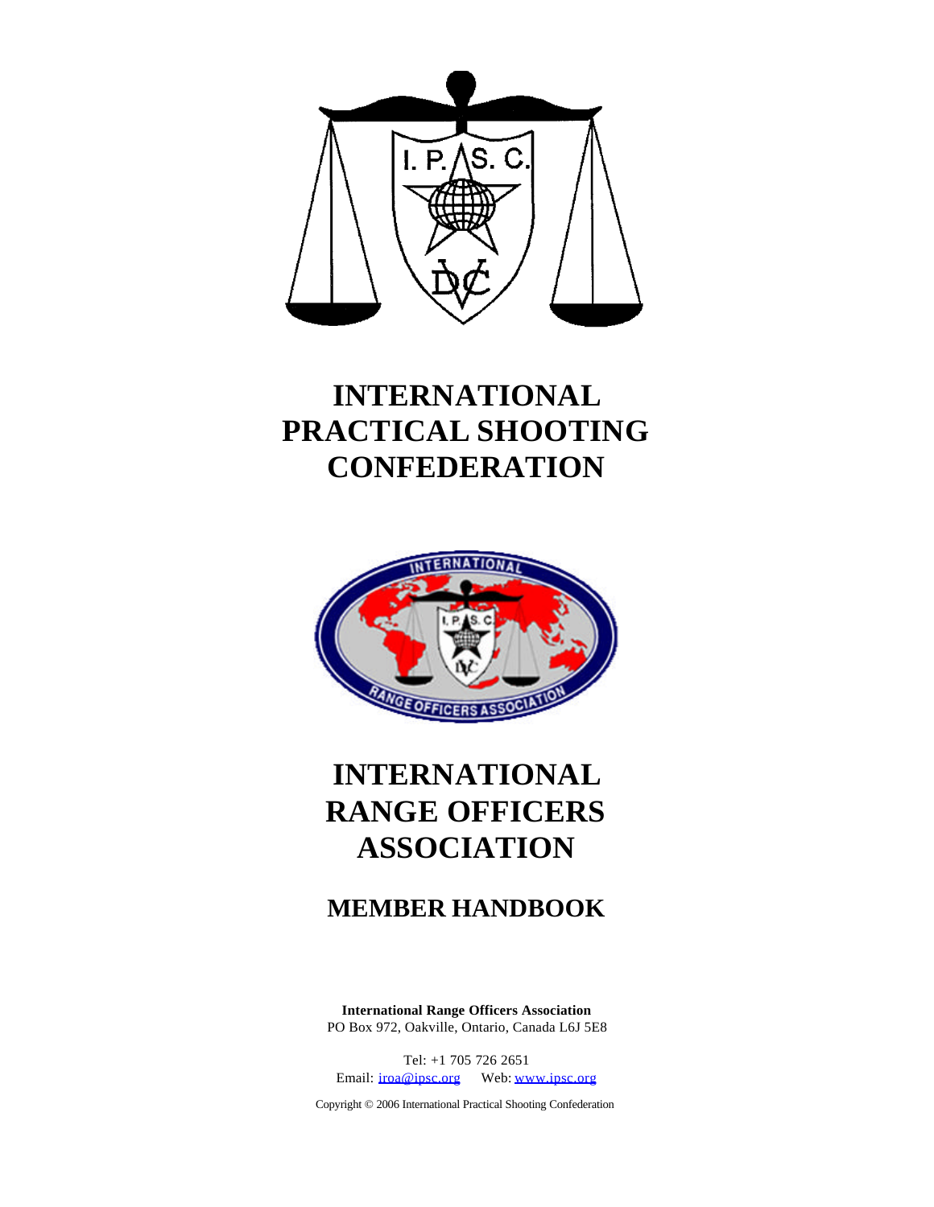# INTERNATIONAL PRACTICAL SHOOTING CONFEDERATION

# INTERNATIONAL RANGE OFFICERS ASSOCIATION

## MEMBER HANDBOOK

**International Range Officers Association**
PO Box 972, Oakville, Ontario, Canada L6J 5E8

Tel: +1 705 726 2651
Email: iroa@ipsc.org Web: www.ipsc.org

Copyright © 2006 International Practical Shooting Confederation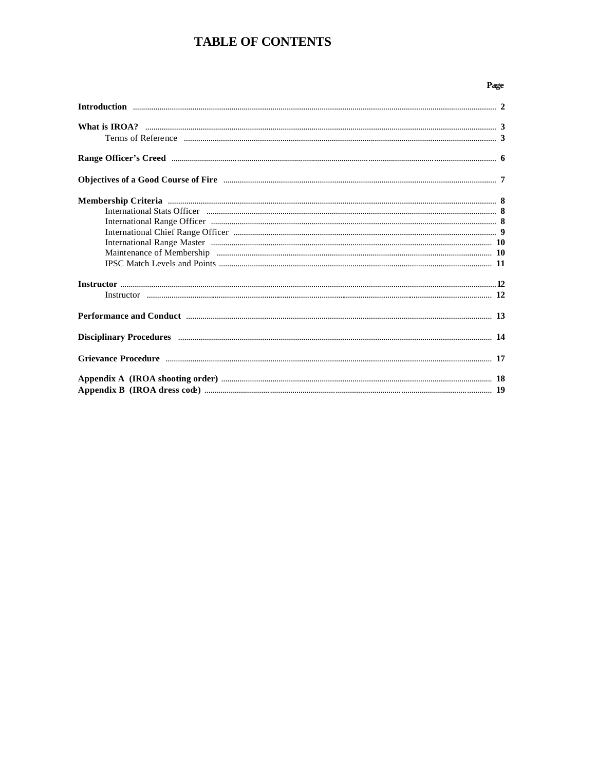# TABLE OF CONTENTS

| | Page |
|---|---|
| **Introduction** | **2** |
| **What is IROA?** | **3** |
| Terms of Reference | **3** |
| **Range Officer's Creed** | **6** |
| **Objectives of a Good Course of Fire** | **7** |
| **Membership Criteria** | **8** |
| International Stats Officer | **8** |
| International Range Officer | **8** |
| International Chief Range Officer | **9** |
| International Range Master | **10** |
| Maintenance of Membership | **10** |
| IPSC Match Levels and Points | **11** |
| **Instructor** | **12** |
| Instructor | **12** |
| **Performance and Conduct** | **13** |
| **Disciplinary Procedures** | **14** |
| **Grievance Procedure** | **17** |
| **Appendix A (IROA shooting order)** | **18** |
| **Appendix B (IROA dress code)** | **19** |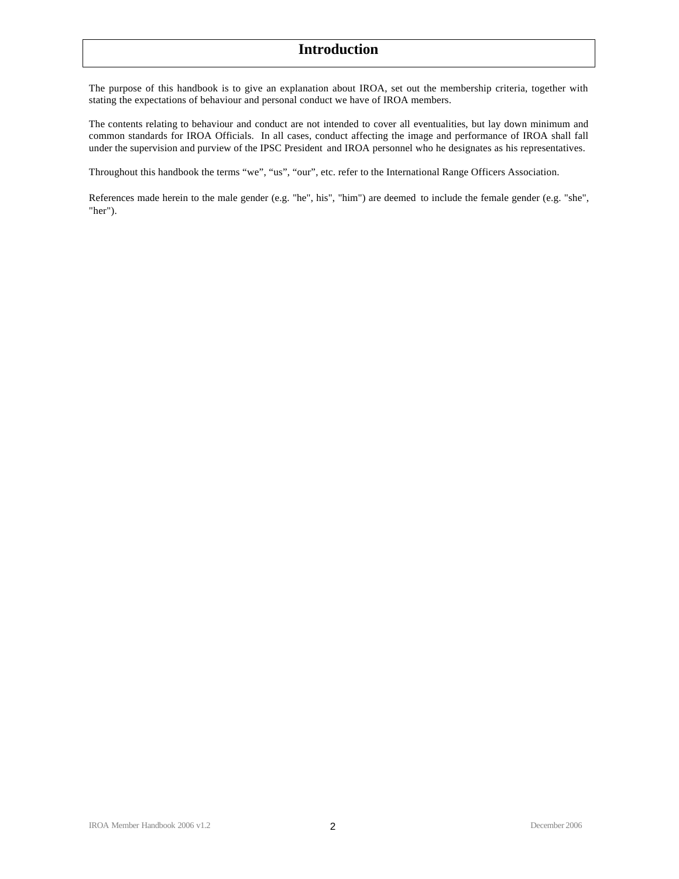# Introduction

The purpose of this handbook is to give an explanation about IROA, set out the membership criteria, together with stating the expectations of behaviour and personal conduct we have of IROA members.

The contents relating to behaviour and conduct are not intended to cover all eventualities, but lay down minimum and common standards for IROA Officials. In all cases, conduct affecting the image and performance of IROA shall fall under the supervision and purview of the IPSC President and IROA personnel who he designates as his representatives.

Throughout this handbook the terms “we”, “us”, “our”, etc. refer to the International Range Officers Association.

References made herein to the male gender (e.g. "he", his", "him") are deemed to include the female gender (e.g. "she", "her").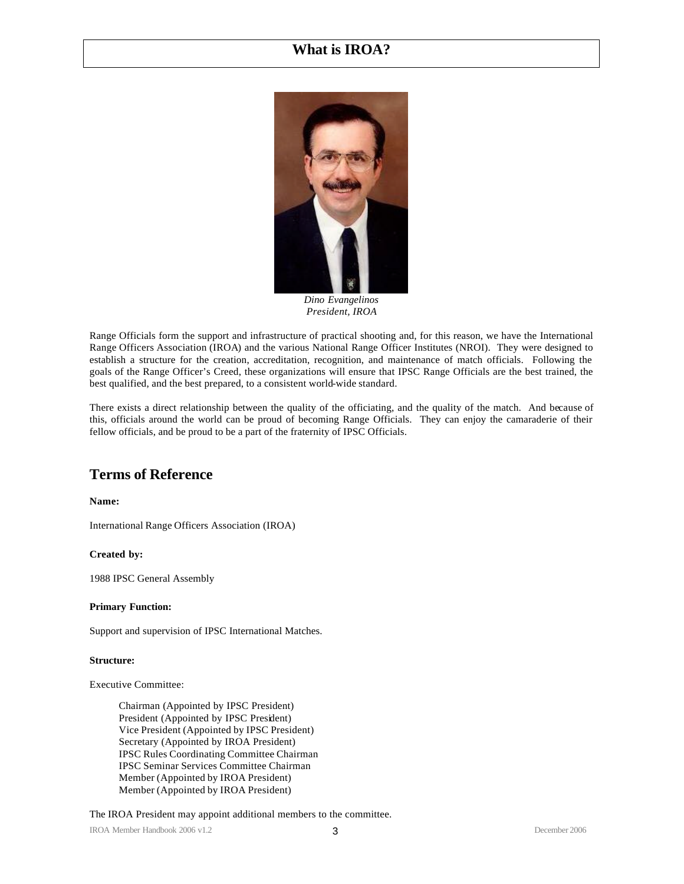# What is IROA?

*Dino Evangelinos*
*President, IROA*

Range Officials form the support and infrastructure of practical shooting and, for this reason, we have the International Range Officers Association (IROA) and the various National Range Officer Institutes (NROI). They were designed to establish a structure for the creation, accreditation, recognition, and maintenance of match officials. Following the goals of the Range Officer's Creed, these organizations will ensure that IPSC Range Officials are the best trained, the best qualified, and the best prepared, to a consistent world-wide standard.

There exists a direct relationship between the quality of the officiating, and the quality of the match. And because of this, officials around the world can be proud of becoming Range Officials. They can enjoy the camaraderie of their fellow officials, and be proud to be a part of the fraternity of IPSC Officials.

## Terms of Reference

**Name:**

International Range Officers Association (IROA)

**Created by:**

1988 IPSC General Assembly

**Primary Function:**

Support and supervision of IPSC International Matches.

**Structure:**

Executive Committee:

- Chairman (Appointed by IPSC President)
- President (Appointed by IPSC President)
- Vice President (Appointed by IPSC President)
- Secretary (Appointed by IROA President)
- IPSC Rules Coordinating Committee Chairman
- IPSC Seminar Services Committee Chairman
- Member (Appointed by IROA President)
- Member (Appointed by IROA President)

The IROA President may appoint additional members to the committee.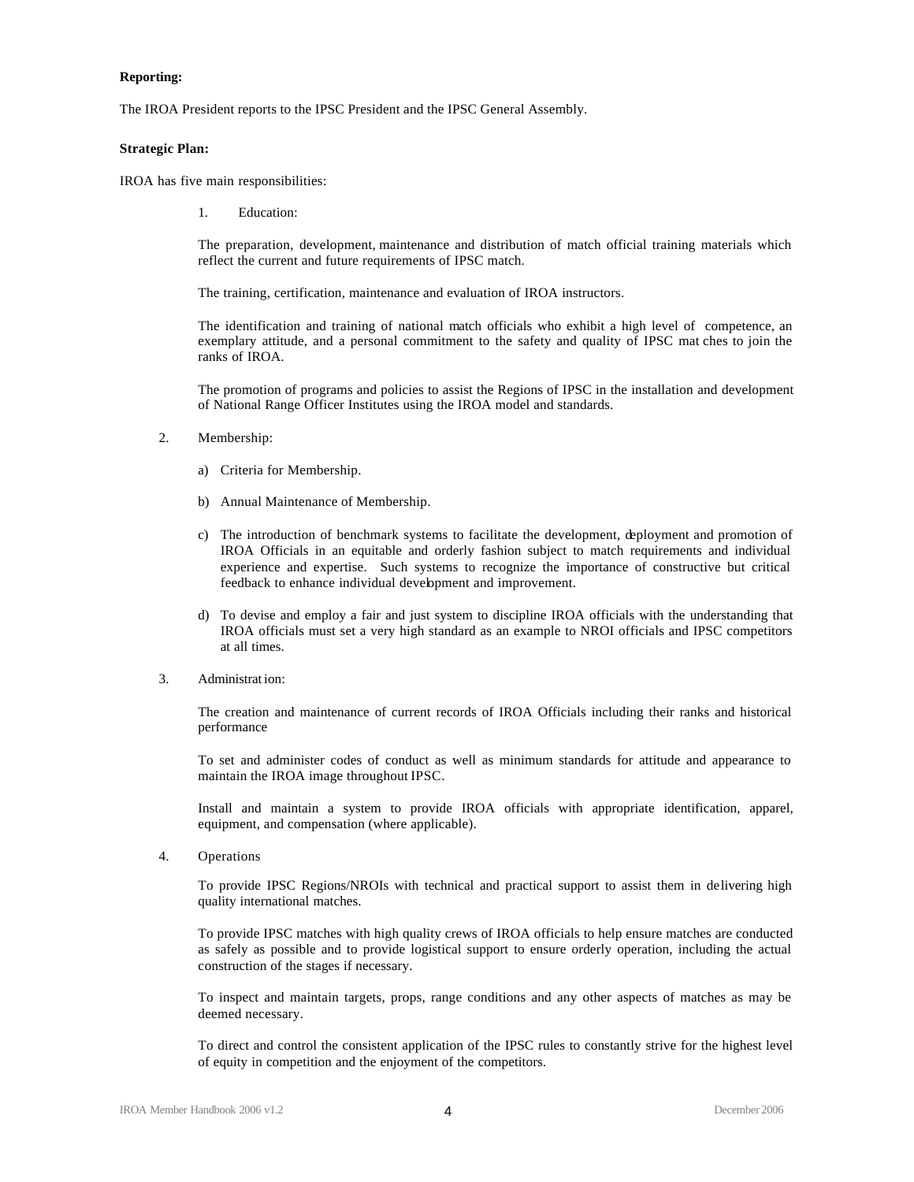**Reporting:**

The IROA President reports to the IPSC President and the IPSC General Assembly.

**Strategic Plan:**

IROA has five main responsibilities:

1. Education:

   The preparation, development, maintenance and distribution of match official training materials which reflect the current and future requirements of IPSC match.

   The training, certification, maintenance and evaluation of IROA instructors.

   The identification and training of national match officials who exhibit a high level of competence, an exemplary attitude, and a personal commitment to the safety and quality of IPSC mat ches to join the ranks of IROA.

   The promotion of programs and policies to assist the Regions of IPSC in the installation and development of National Range Officer Institutes using the IROA model and standards.

2. Membership:

   a) Criteria for Membership.

   b) Annual Maintenance of Membership.

   c) The introduction of benchmark systems to facilitate the development, deployment and promotion of IROA Officials in an equitable and orderly fashion subject to match requirements and individual experience and expertise. Such systems to recognize the importance of constructive but critical feedback to enhance individual development and improvement.

   d) To devise and employ a fair and just system to discipline IROA officials with the understanding that IROA officials must set a very high standard as an example to NROI officials and IPSC competitors at all times.

3. Administrat ion:

   The creation and maintenance of current records of IROA Officials including their ranks and historical performance

   To set and administer codes of conduct as well as minimum standards for attitude and appearance to maintain the IROA image throughout IPSC.

   Install and maintain a system to provide IROA officials with appropriate identification, apparel, equipment, and compensation (where applicable).

4. Operations

   To provide IPSC Regions/NROIs with technical and practical support to assist them in delivering high quality international matches.

   To provide IPSC matches with high quality crews of IROA officials to help ensure matches are conducted as safely as possible and to provide logistical support to ensure orderly operation, including the actual construction of the stages if necessary.

   To inspect and maintain targets, props, range conditions and any other aspects of matches as may be deemed necessary.

   To direct and control the consistent application of the IPSC rules to constantly strive for the highest level of equity in competition and the enjoyment of the competitors.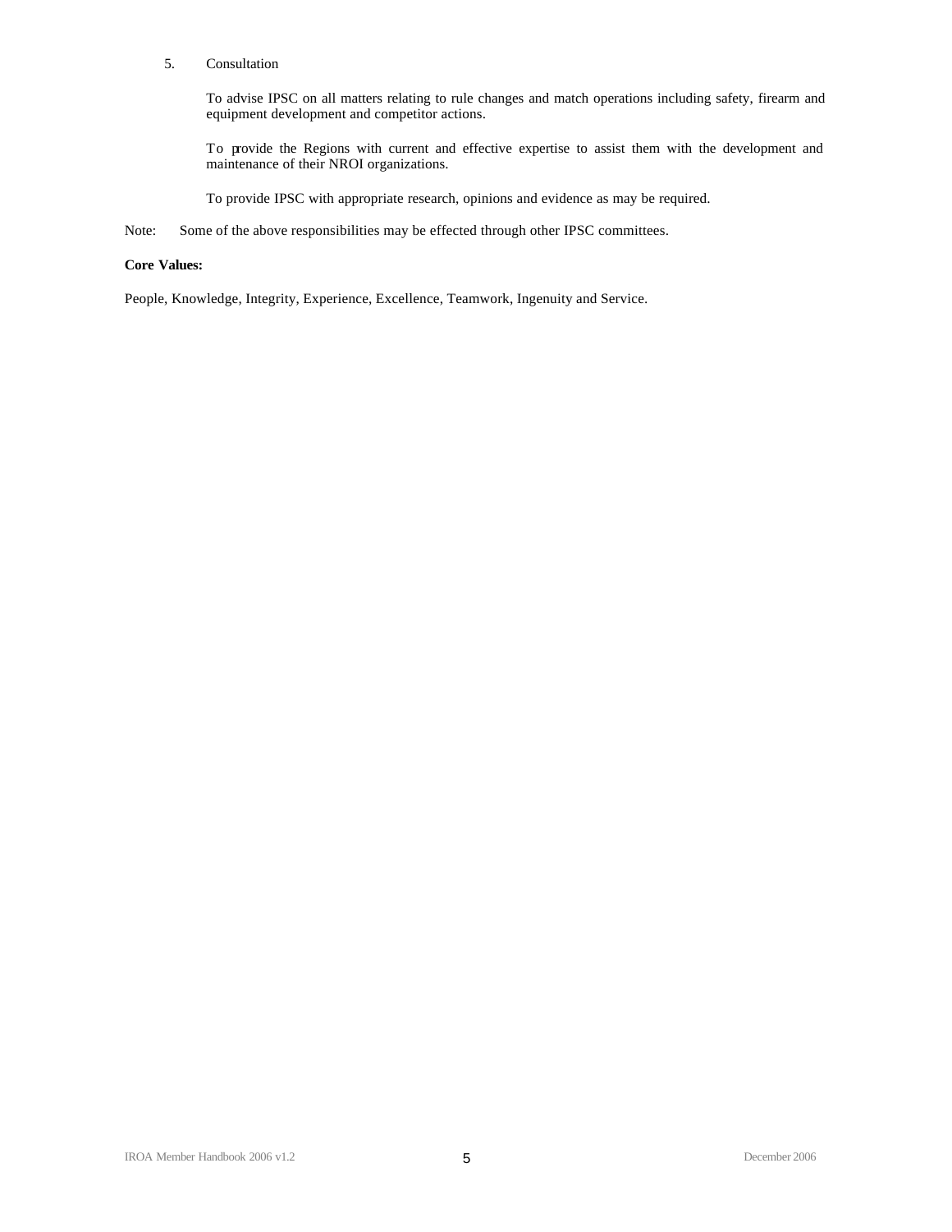5. Consultation

   To advise IPSC on all matters relating to rule changes and match operations including safety, firearm and equipment development and competitor actions.

   To provide the Regions with current and effective expertise to assist them with the development and maintenance of their NROI organizations.

   To provide IPSC with appropriate research, opinions and evidence as may be required.

Note: Some of the above responsibilities may be effected through other IPSC committees.

**Core Values:**

People, Knowledge, Integrity, Experience, Excellence, Teamwork, Ingenuity and Service.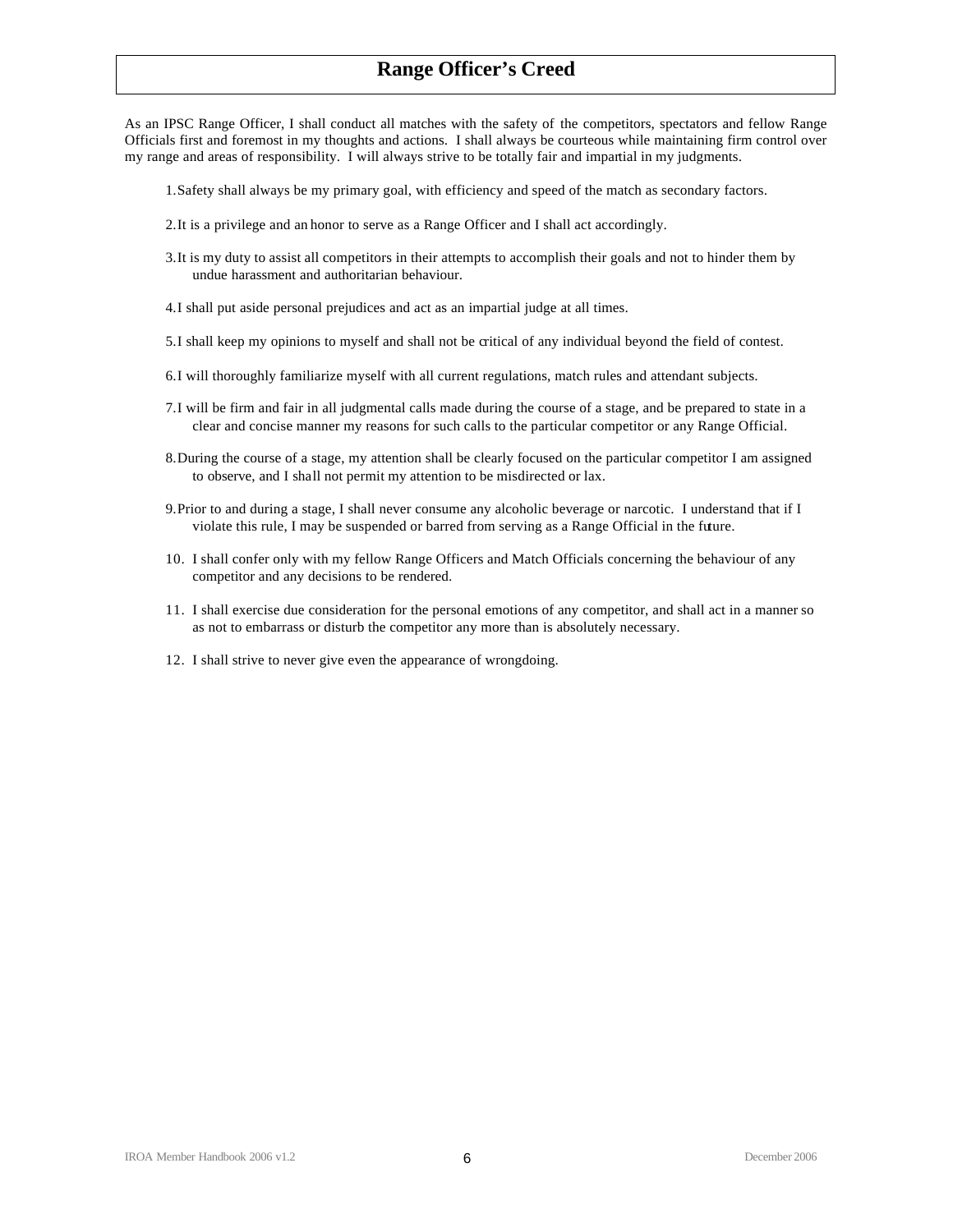# Range Officer's Creed

As an IPSC Range Officer, I shall conduct all matches with the safety of the competitors, spectators and fellow Range Officials first and foremost in my thoughts and actions. I shall always be courteous while maintaining firm control over my range and areas of responsibility. I will always strive to be totally fair and impartial in my judgments.

1. Safety shall always be my primary goal, with efficiency and speed of the match as secondary factors.
2. It is a privilege and an honor to serve as a Range Officer and I shall act accordingly.
3. It is my duty to assist all competitors in their attempts to accomplish their goals and not to hinder them by undue harassment and authoritarian behaviour.
4. I shall put aside personal prejudices and act as an impartial judge at all times.
5. I shall keep my opinions to myself and shall not be critical of any individual beyond the field of contest.
6. I will thoroughly familiarize myself with all current regulations, match rules and attendant subjects.
7. I will be firm and fair in all judgmental calls made during the course of a stage, and be prepared to state in a clear and concise manner my reasons for such calls to the particular competitor or any Range Official.
8. During the course of a stage, my attention shall be clearly focused on the particular competitor I am assigned to observe, and I shall not permit my attention to be misdirected or lax.
9. Prior to and during a stage, I shall never consume any alcoholic beverage or narcotic. I understand that if I violate this rule, I may be suspended or barred from serving as a Range Official in the future.
10. I shall confer only with my fellow Range Officers and Match Officials concerning the behaviour of any competitor and any decisions to be rendered.
11. I shall exercise due consideration for the personal emotions of any competitor, and shall act in a manner so as not to embarrass or disturb the competitor any more than is absolutely necessary.
12. I shall strive to never give even the appearance of wrongdoing.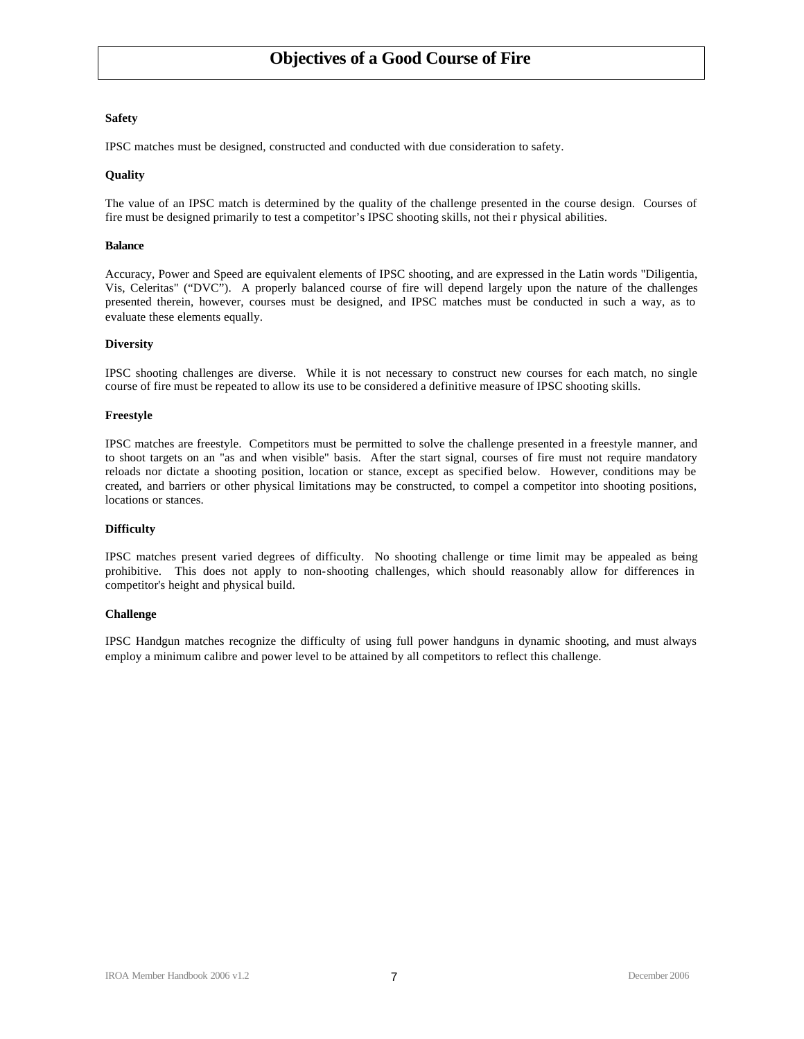# Objectives of a Good Course of Fire

**Safety**

IPSC matches must be designed, constructed and conducted with due consideration to safety.

**Quality**

The value of an IPSC match is determined by the quality of the challenge presented in the course design. Courses of fire must be designed primarily to test a competitor's IPSC shooting skills, not thei r physical abilities.

**Balance**

Accuracy, Power and Speed are equivalent elements of IPSC shooting, and are expressed in the Latin words "Diligentia, Vis, Celeritas" ("DVC"). A properly balanced course of fire will depend largely upon the nature of the challenges presented therein, however, courses must be designed, and IPSC matches must be conducted in such a way, as to evaluate these elements equally.

**Diversity**

IPSC shooting challenges are diverse. While it is not necessary to construct new courses for each match, no single course of fire must be repeated to allow its use to be considered a definitive measure of IPSC shooting skills.

**Freestyle**

IPSC matches are freestyle. Competitors must be permitted to solve the challenge presented in a freestyle manner, and to shoot targets on an "as and when visible" basis. After the start signal, courses of fire must not require mandatory reloads nor dictate a shooting position, location or stance, except as specified below. However, conditions may be created, and barriers or other physical limitations may be constructed, to compel a competitor into shooting positions, locations or stances.

**Difficulty**

IPSC matches present varied degrees of difficulty. No shooting challenge or time limit may be appealed as being prohibitive. This does not apply to non-shooting challenges, which should reasonably allow for differences in competitor's height and physical build.

**Challenge**

IPSC Handgun matches recognize the difficulty of using full power handguns in dynamic shooting, and must always employ a minimum calibre and power level to be attained by all competitors to reflect this challenge.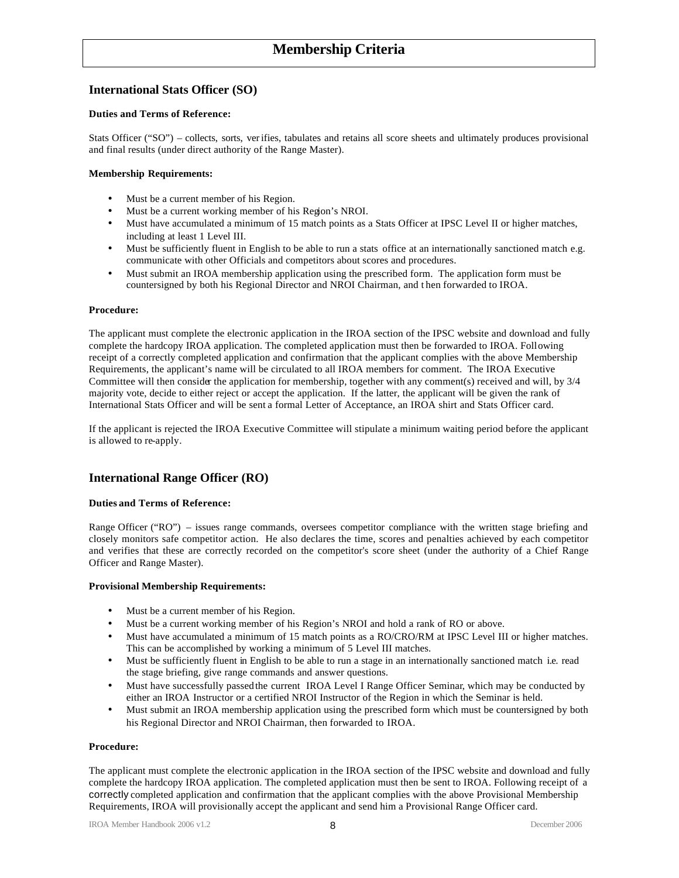# Membership Criteria

## International Stats Officer (SO)

**Duties and Terms of Reference:**

Stats Officer ("SO") – collects, sorts, verifies, tabulates and retains all score sheets and ultimately produces provisional and final results (under direct authority of the Range Master).

**Membership Requirements:**

- Must be a current member of his Region.
- Must be a current working member of his Region's NROI.
- Must have accumulated a minimum of 15 match points as a Stats Officer at IPSC Level II or higher matches, including at least 1 Level III.
- Must be sufficiently fluent in English to be able to run a stats office at an internationally sanctioned match e.g. communicate with other Officials and competitors about scores and procedures.
- Must submit an IROA membership application using the prescribed form. The application form must be countersigned by both his Regional Director and NROI Chairman, and then forwarded to IROA.

**Procedure:**

The applicant must complete the electronic application in the IROA section of the IPSC website and download and fully complete the hardcopy IROA application. The completed application must then be forwarded to IROA. Following receipt of a correctly completed application and confirmation that the applicant complies with the above Membership Requirements, the applicant's name will be circulated to all IROA members for comment. The IROA Executive Committee will then consider the application for membership, together with any comment(s) received and will, by 3/4 majority vote, decide to either reject or accept the application. If the latter, the applicant will be given the rank of International Stats Officer and will be sent a formal Letter of Acceptance, an IROA shirt and Stats Officer card.

If the applicant is rejected the IROA Executive Committee will stipulate a minimum waiting period before the applicant is allowed to re-apply.

## International Range Officer (RO)

**Duties and Terms of Reference:**

Range Officer ("RO") – issues range commands, oversees competitor compliance with the written stage briefing and closely monitors safe competitor action. He also declares the time, scores and penalties achieved by each competitor and verifies that these are correctly recorded on the competitor's score sheet (under the authority of a Chief Range Officer and Range Master).

**Provisional Membership Requirements:**

- Must be a current member of his Region.
- Must be a current working member of his Region's NROI and hold a rank of RO or above.
- Must have accumulated a minimum of 15 match points as a RO/CRO/RM at IPSC Level III or higher matches. This can be accomplished by working a minimum of 5 Level III matches.
- Must be sufficiently fluent in English to be able to run a stage in an internationally sanctioned match i.e. read the stage briefing, give range commands and answer questions.
- Must have successfully passed the current IROA Level I Range Officer Seminar, which may be conducted by either an IROA Instructor or a certified NROI Instructor of the Region in which the Seminar is held.
- Must submit an IROA membership application using the prescribed form which must be countersigned by both his Regional Director and NROI Chairman, then forwarded to IROA.

**Procedure:**

The applicant must complete the electronic application in the IROA section of the IPSC website and download and fully complete the hardcopy IROA application. The completed application must then be sent to IROA. Following receipt of a correctly completed application and confirmation that the applicant complies with the above Provisional Membership Requirements, IROA will provisionally accept the applicant and send him a Provisional Range Officer card.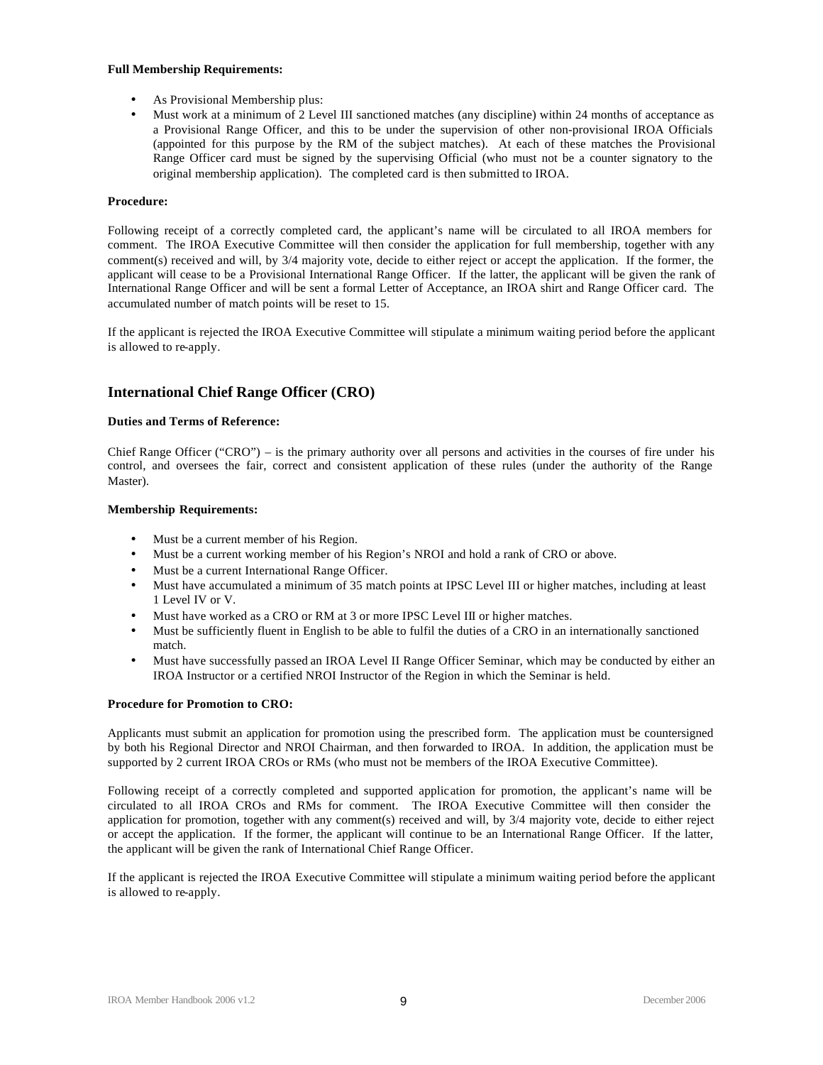**Full Membership Requirements:**

- As Provisional Membership plus:
- Must work at a minimum of 2 Level III sanctioned matches (any discipline) within 24 months of acceptance as a Provisional Range Officer, and this to be under the supervision of other non-provisional IROA Officials (appointed for this purpose by the RM of the subject matches). At each of these matches the Provisional Range Officer card must be signed by the supervising Official (who must not be a counter signatory to the original membership application). The completed card is then submitted to IROA.

**Procedure:**

Following receipt of a correctly completed card, the applicant's name will be circulated to all IROA members for comment. The IROA Executive Committee will then consider the application for full membership, together with any comment(s) received and will, by 3/4 majority vote, decide to either reject or accept the application. If the former, the applicant will cease to be a Provisional International Range Officer. If the latter, the applicant will be given the rank of International Range Officer and will be sent a formal Letter of Acceptance, an IROA shirt and Range Officer card. The accumulated number of match points will be reset to 15.

If the applicant is rejected the IROA Executive Committee will stipulate a minimum waiting period before the applicant is allowed to re-apply.

## International Chief Range Officer (CRO)

**Duties and Terms of Reference:**

Chief Range Officer ("CRO") – is the primary authority over all persons and activities in the courses of fire under his control, and oversees the fair, correct and consistent application of these rules (under the authority of the Range Master).

**Membership Requirements:**

- Must be a current member of his Region.
- Must be a current working member of his Region's NROI and hold a rank of CRO or above.
- Must be a current International Range Officer.
- Must have accumulated a minimum of 35 match points at IPSC Level III or higher matches, including at least 1 Level IV or V.
- Must have worked as a CRO or RM at 3 or more IPSC Level III or higher matches.
- Must be sufficiently fluent in English to be able to fulfil the duties of a CRO in an internationally sanctioned match.
- Must have successfully passed an IROA Level II Range Officer Seminar, which may be conducted by either an IROA Instructor or a certified NROI Instructor of the Region in which the Seminar is held.

**Procedure for Promotion to CRO:**

Applicants must submit an application for promotion using the prescribed form. The application must be countersigned by both his Regional Director and NROI Chairman, and then forwarded to IROA. In addition, the application must be supported by 2 current IROA CROs or RMs (who must not be members of the IROA Executive Committee).

Following receipt of a correctly completed and supported application for promotion, the applicant's name will be circulated to all IROA CROs and RMs for comment. The IROA Executive Committee will then consider the application for promotion, together with any comment(s) received and will, by 3/4 majority vote, decide to either reject or accept the application. If the former, the applicant will continue to be an International Range Officer. If the latter, the applicant will be given the rank of International Chief Range Officer.

If the applicant is rejected the IROA Executive Committee will stipulate a minimum waiting period before the applicant is allowed to re-apply.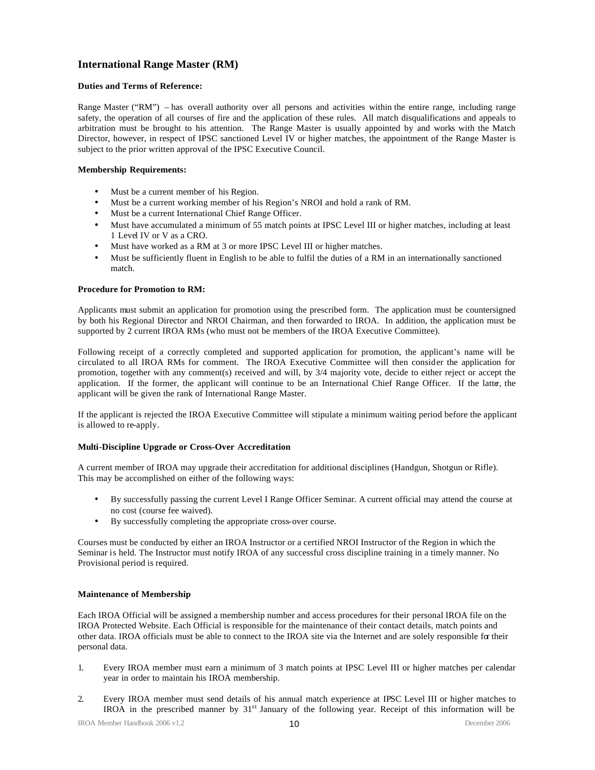## International Range Master (RM)

**Duties and Terms of Reference:**

Range Master ("RM") – has overall authority over all persons and activities within the entire range, including range safety, the operation of all courses of fire and the application of these rules. All match disqualifications and appeals to arbitration must be brought to his attention. The Range Master is usually appointed by and works with the Match Director, however, in respect of IPSC sanctioned Level IV or higher matches, the appointment of the Range Master is subject to the prior written approval of the IPSC Executive Council.

**Membership Requirements:**

- Must be a current member of his Region.
- Must be a current working member of his Region's NROI and hold a rank of RM.
- Must be a current International Chief Range Officer.
- Must have accumulated a minimum of 55 match points at IPSC Level III or higher matches, including at least 1 Level IV or V as a CRO.
- Must have worked as a RM at 3 or more IPSC Level III or higher matches.
- Must be sufficiently fluent in English to be able to fulfil the duties of a RM in an internationally sanctioned match.

**Procedure for Promotion to RM:**

Applicants must submit an application for promotion using the prescribed form. The application must be countersigned by both his Regional Director and NROI Chairman, and then forwarded to IROA. In addition, the application must be supported by 2 current IROA RMs (who must not be members of the IROA Executive Committee).

Following receipt of a correctly completed and supported application for promotion, the applicant's name will be circulated to all IROA RMs for comment. The IROA Executive Committee will then consider the application for promotion, together with any comment(s) received and will, by 3/4 majority vote, decide to either reject or accept the application. If the former, the applicant will continue to be an International Chief Range Officer. If the latter, the applicant will be given the rank of International Range Master.

If the applicant is rejected the IROA Executive Committee will stipulate a minimum waiting period before the applicant is allowed to re-apply.

**Multi-Discipline Upgrade or Cross-Over Accreditation**

A current member of IROA may upgrade their accreditation for additional disciplines (Handgun, Shotgun or Rifle). This may be accomplished on either of the following ways:

- By successfully passing the current Level I Range Officer Seminar. A current official may attend the course at no cost (course fee waived).
- By successfully completing the appropriate cross-over course.

Courses must be conducted by either an IROA Instructor or a certified NROI Instructor of the Region in which the Seminar is held. The Instructor must notify IROA of any successful cross discipline training in a timely manner. No Provisional period is required.

**Maintenance of Membership**

Each IROA Official will be assigned a membership number and access procedures for their personal IROA file on the IROA Protected Website. Each Official is responsible for the maintenance of their contact details, match points and other data. IROA officials must be able to connect to the IROA site via the Internet and are solely responsible for their personal data.

1. Every IROA member must earn a minimum of 3 match points at IPSC Level III or higher matches per calendar year in order to maintain his IROA membership.

2. Every IROA member must send details of his annual match experience at IPSC Level III or higher matches to IROA in the prescribed manner by 31st January of the following year. Receipt of this information will be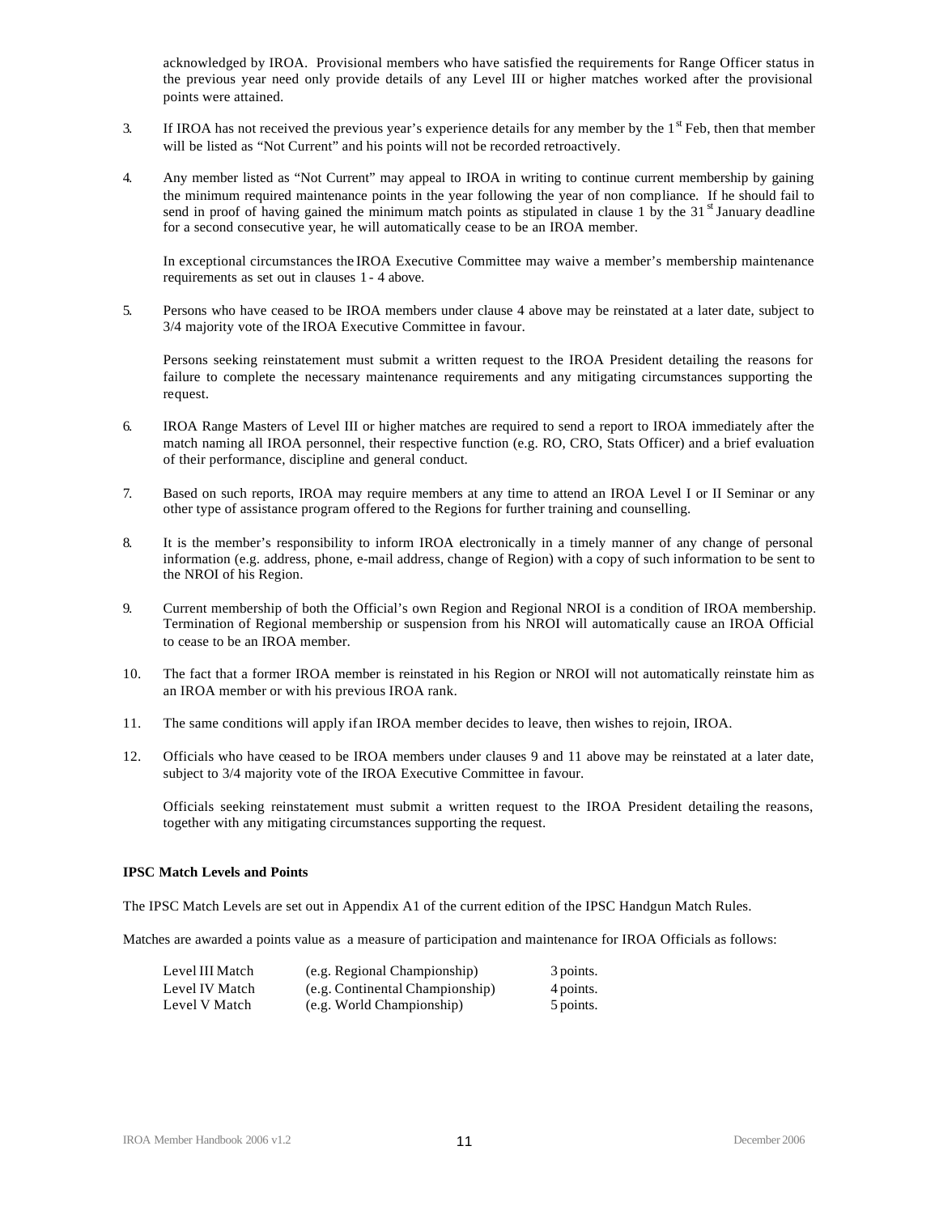acknowledged by IROA. Provisional members who have satisfied the requirements for Range Officer status in the previous year need only provide details of any Level III or higher matches worked after the provisional points were attained.

3. If IROA has not received the previous year's experience details for any member by the 1st Feb, then that member will be listed as "Not Current" and his points will not be recorded retroactively.

4. Any member listed as "Not Current" may appeal to IROA in writing to continue current membership by gaining the minimum required maintenance points in the year following the year of non compliance. If he should fail to send in proof of having gained the minimum match points as stipulated in clause 1 by the 31st January deadline for a second consecutive year, he will automatically cease to be an IROA member.

   In exceptional circumstances the IROA Executive Committee may waive a member's membership maintenance requirements as set out in clauses 1 - 4 above.

5. Persons who have ceased to be IROA members under clause 4 above may be reinstated at a later date, subject to 3/4 majority vote of the IROA Executive Committee in favour.

   Persons seeking reinstatement must submit a written request to the IROA President detailing the reasons for failure to complete the necessary maintenance requirements and any mitigating circumstances supporting the request.

6. IROA Range Masters of Level III or higher matches are required to send a report to IROA immediately after the match naming all IROA personnel, their respective function (e.g. RO, CRO, Stats Officer) and a brief evaluation of their performance, discipline and general conduct.

7. Based on such reports, IROA may require members at any time to attend an IROA Level I or II Seminar or any other type of assistance program offered to the Regions for further training and counselling.

8. It is the member's responsibility to inform IROA electronically in a timely manner of any change of personal information (e.g. address, phone, e-mail address, change of Region) with a copy of such information to be sent to the NROI of his Region.

9. Current membership of both the Official's own Region and Regional NROI is a condition of IROA membership. Termination of Regional membership or suspension from his NROI will automatically cause an IROA Official to cease to be an IROA member.

10. The fact that a former IROA member is reinstated in his Region or NROI will not automatically reinstate him as an IROA member or with his previous IROA rank.

11. The same conditions will apply if an IROA member decides to leave, then wishes to rejoin, IROA.

12. Officials who have ceased to be IROA members under clauses 9 and 11 above may be reinstated at a later date, subject to 3/4 majority vote of the IROA Executive Committee in favour.

    Officials seeking reinstatement must submit a written request to the IROA President detailing the reasons, together with any mitigating circumstances supporting the request.

**IPSC Match Levels and Points**

The IPSC Match Levels are set out in Appendix A1 of the current edition of the IPSC Handgun Match Rules.

Matches are awarded a points value as a measure of participation and maintenance for IROA Officials as follows:

| | | |
|---|---|---|
| Level III Match | (e.g. Regional Championship) | 3 points. |
| Level IV Match | (e.g. Continental Championship) | 4 points. |
| Level V Match | (e.g. World Championship) | 5 points. |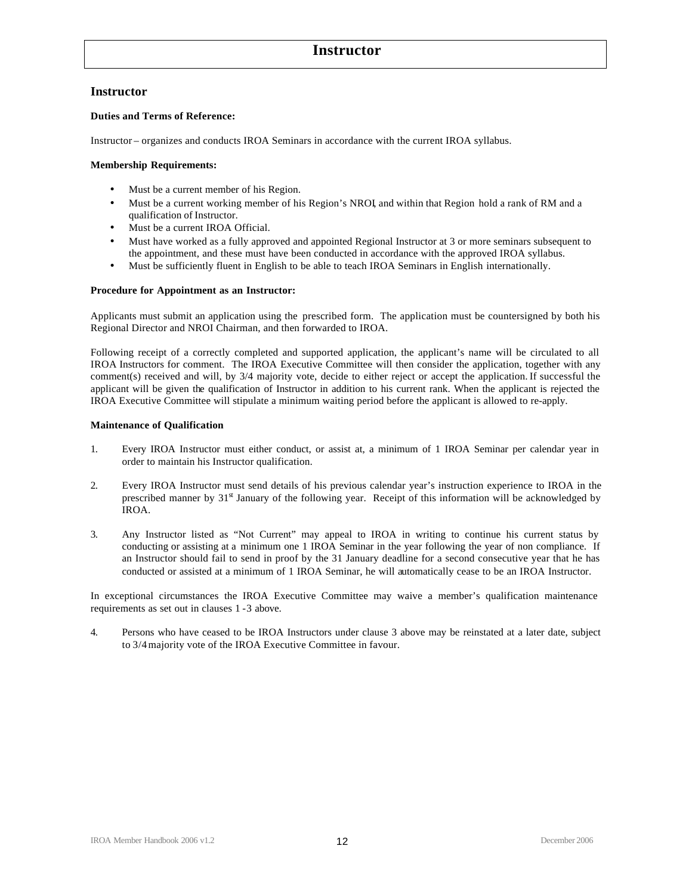# Instructor

## Instructor

**Duties and Terms of Reference:**

Instructor – organizes and conducts IROA Seminars in accordance with the current IROA syllabus.

**Membership Requirements:**

- Must be a current member of his Region.
- Must be a current working member of his Region's NROI, and within that Region hold a rank of RM and a qualification of Instructor.
- Must be a current IROA Official.
- Must have worked as a fully approved and appointed Regional Instructor at 3 or more seminars subsequent to the appointment, and these must have been conducted in accordance with the approved IROA syllabus.
- Must be sufficiently fluent in English to be able to teach IROA Seminars in English internationally.

**Procedure for Appointment as an Instructor:**

Applicants must submit an application using the prescribed form. The application must be countersigned by both his Regional Director and NROI Chairman, and then forwarded to IROA.

Following receipt of a correctly completed and supported application, the applicant's name will be circulated to all IROA Instructors for comment. The IROA Executive Committee will then consider the application, together with any comment(s) received and will, by 3/4 majority vote, decide to either reject or accept the application. If successful the applicant will be given the qualification of Instructor in addition to his current rank. When the applicant is rejected the IROA Executive Committee will stipulate a minimum waiting period before the applicant is allowed to re-apply.

**Maintenance of Qualification**

1. Every IROA Instructor must either conduct, or assist at, a minimum of 1 IROA Seminar per calendar year in order to maintain his Instructor qualification.

2. Every IROA Instructor must send details of his previous calendar year's instruction experience to IROA in the prescribed manner by 31st January of the following year. Receipt of this information will be acknowledged by IROA.

3. Any Instructor listed as "Not Current" may appeal to IROA in writing to continue his current status by conducting or assisting at a minimum one 1 IROA Seminar in the year following the year of non compliance. If an Instructor should fail to send in proof by the 31 January deadline for a second consecutive year that he has conducted or assisted at a minimum of 1 IROA Seminar, he will automatically cease to be an IROA Instructor.

In exceptional circumstances the IROA Executive Committee may waive a member's qualification maintenance requirements as set out in clauses 1 -3 above.

4. Persons who have ceased to be IROA Instructors under clause 3 above may be reinstated at a later date, subject to 3/4 majority vote of the IROA Executive Committee in favour.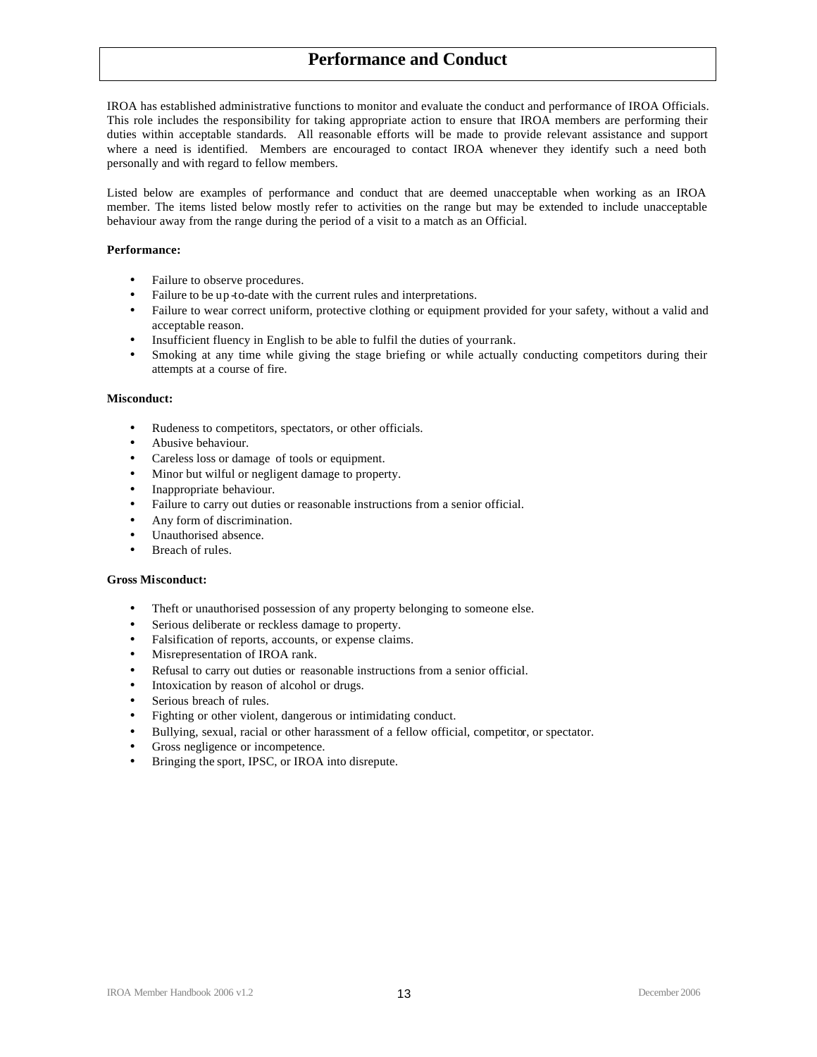# Performance and Conduct

IROA has established administrative functions to monitor and evaluate the conduct and performance of IROA Officials. This role includes the responsibility for taking appropriate action to ensure that IROA members are performing their duties within acceptable standards. All reasonable efforts will be made to provide relevant assistance and support where a need is identified. Members are encouraged to contact IROA whenever they identify such a need both personally and with regard to fellow members.

Listed below are examples of performance and conduct that are deemed unacceptable when working as an IROA member. The items listed below mostly refer to activities on the range but may be extended to include unacceptable behaviour away from the range during the period of a visit to a match as an Official.

**Performance:**

- Failure to observe procedures.
- Failure to be up-to-date with the current rules and interpretations.
- Failure to wear correct uniform, protective clothing or equipment provided for your safety, without a valid and acceptable reason.
- Insufficient fluency in English to be able to fulfil the duties of your rank.
- Smoking at any time while giving the stage briefing or while actually conducting competitors during their attempts at a course of fire.

**Misconduct:**

- Rudeness to competitors, spectators, or other officials.
- Abusive behaviour.
- Careless loss or damage of tools or equipment.
- Minor but wilful or negligent damage to property.
- Inappropriate behaviour.
- Failure to carry out duties or reasonable instructions from a senior official.
- Any form of discrimination.
- Unauthorised absence.
- Breach of rules.

**Gross Misconduct:**

- Theft or unauthorised possession of any property belonging to someone else.
- Serious deliberate or reckless damage to property.
- Falsification of reports, accounts, or expense claims.
- Misrepresentation of IROA rank.
- Refusal to carry out duties or reasonable instructions from a senior official.
- Intoxication by reason of alcohol or drugs.
- Serious breach of rules.
- Fighting or other violent, dangerous or intimidating conduct.
- Bullying, sexual, racial or other harassment of a fellow official, competitor, or spectator.
- Gross negligence or incompetence.
- Bringing the sport, IPSC, or IROA into disrepute.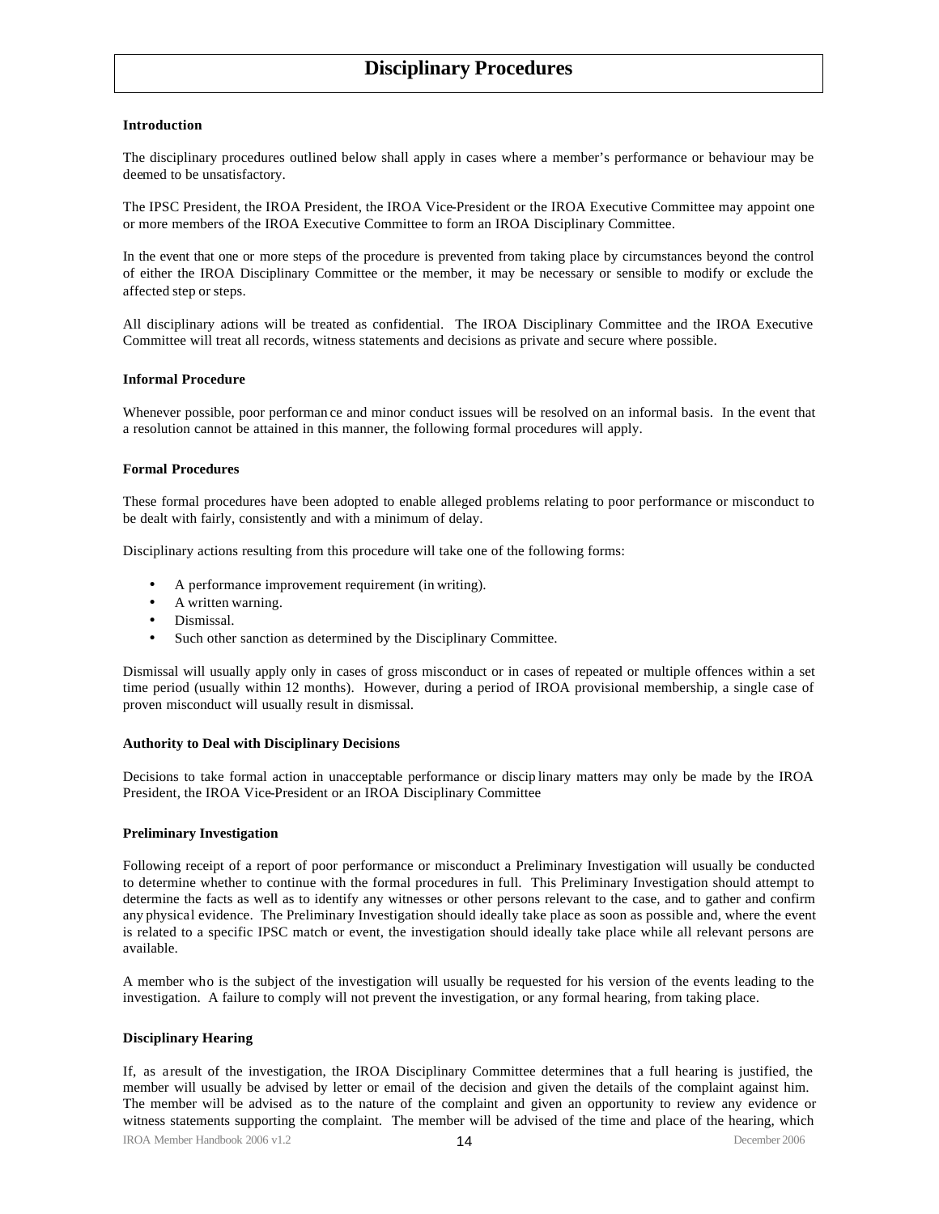# Disciplinary Procedures

### Introduction

The disciplinary procedures outlined below shall apply in cases where a member's performance or behaviour may be deemed to be unsatisfactory.

The IPSC President, the IROA President, the IROA Vice-President or the IROA Executive Committee may appoint one or more members of the IROA Executive Committee to form an IROA Disciplinary Committee.

In the event that one or more steps of the procedure is prevented from taking place by circumstances beyond the control of either the IROA Disciplinary Committee or the member, it may be necessary or sensible to modify or exclude the affected step or steps.

All disciplinary actions will be treated as confidential. The IROA Disciplinary Committee and the IROA Executive Committee will treat all records, witness statements and decisions as private and secure where possible.

### Informal Procedure

Whenever possible, poor performance and minor conduct issues will be resolved on an informal basis. In the event that a resolution cannot be attained in this manner, the following formal procedures will apply.

### Formal Procedures

These formal procedures have been adopted to enable alleged problems relating to poor performance or misconduct to be dealt with fairly, consistently and with a minimum of delay.

Disciplinary actions resulting from this procedure will take one of the following forms:

- A performance improvement requirement (in writing).
- A written warning.
- Dismissal.
- Such other sanction as determined by the Disciplinary Committee.

Dismissal will usually apply only in cases of gross misconduct or in cases of repeated or multiple offences within a set time period (usually within 12 months). However, during a period of IROA provisional membership, a single case of proven misconduct will usually result in dismissal.

### Authority to Deal with Disciplinary Decisions

Decisions to take formal action in unacceptable performance or disciplinary matters may only be made by the IROA President, the IROA Vice-President or an IROA Disciplinary Committee

### Preliminary Investigation

Following receipt of a report of poor performance or misconduct a Preliminary Investigation will usually be conducted to determine whether to continue with the formal procedures in full. This Preliminary Investigation should attempt to determine the facts as well as to identify any witnesses or other persons relevant to the case, and to gather and confirm any physical evidence. The Preliminary Investigation should ideally take place as soon as possible and, where the event is related to a specific IPSC match or event, the investigation should ideally take place while all relevant persons are available.

A member who is the subject of the investigation will usually be requested for his version of the events leading to the investigation. A failure to comply will not prevent the investigation, or any formal hearing, from taking place.

### Disciplinary Hearing

If, as a result of the investigation, the IROA Disciplinary Committee determines that a full hearing is justified, the member will usually be advised by letter or email of the decision and given the details of the complaint against him. The member will be advised as to the nature of the complaint and given an opportunity to review any evidence or witness statements supporting the complaint. The member will be advised of the time and place of the hearing, which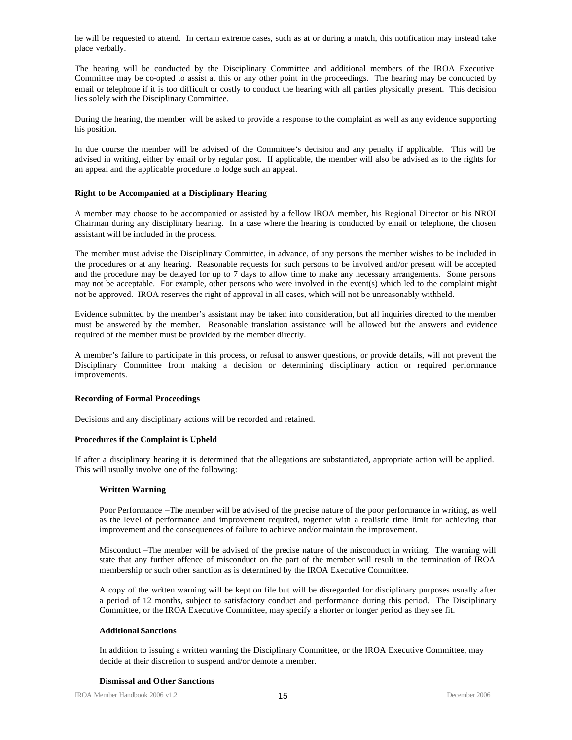he will be requested to attend. In certain extreme cases, such as at or during a match, this notification may instead take place verbally.

The hearing will be conducted by the Disciplinary Committee and additional members of the IROA Executive Committee may be co-opted to assist at this or any other point in the proceedings. The hearing may be conducted by email or telephone if it is too difficult or costly to conduct the hearing with all parties physically present. This decision lies solely with the Disciplinary Committee.

During the hearing, the member will be asked to provide a response to the complaint as well as any evidence supporting his position.

In due course the member will be advised of the Committee's decision and any penalty if applicable. This will be advised in writing, either by email or by regular post. If applicable, the member will also be advised as to the rights for an appeal and the applicable procedure to lodge such an appeal.

**Right to be Accompanied at a Disciplinary Hearing**

A member may choose to be accompanied or assisted by a fellow IROA member, his Regional Director or his NROI Chairman during any disciplinary hearing. In a case where the hearing is conducted by email or telephone, the chosen assistant will be included in the process.

The member must advise the Disciplinary Committee, in advance, of any persons the member wishes to be included in the procedures or at any hearing. Reasonable requests for such persons to be involved and/or present will be accepted and the procedure may be delayed for up to 7 days to allow time to make any necessary arrangements. Some persons may not be acceptable. For example, other persons who were involved in the event(s) which led to the complaint might not be approved. IROA reserves the right of approval in all cases, which will not be unreasonably withheld.

Evidence submitted by the member's assistant may be taken into consideration, but all inquiries directed to the member must be answered by the member. Reasonable translation assistance will be allowed but the answers and evidence required of the member must be provided by the member directly.

A member's failure to participate in this process, or refusal to answer questions, or provide details, will not prevent the Disciplinary Committee from making a decision or determining disciplinary action or required performance improvements.

**Recording of Formal Proceedings**

Decisions and any disciplinary actions will be recorded and retained.

**Procedures if the Complaint is Upheld**

If after a disciplinary hearing it is determined that the allegations are substantiated, appropriate action will be applied. This will usually involve one of the following:

**Written Warning**

Poor Performance –The member will be advised of the precise nature of the poor performance in writing, as well as the level of performance and improvement required, together with a realistic time limit for achieving that improvement and the consequences of failure to achieve and/or maintain the improvement.

Misconduct –The member will be advised of the precise nature of the misconduct in writing. The warning will state that any further offence of misconduct on the part of the member will result in the termination of IROA membership or such other sanction as is determined by the IROA Executive Committee.

A copy of the written warning will be kept on file but will be disregarded for disciplinary purposes usually after a period of 12 months, subject to satisfactory conduct and performance during this period. The Disciplinary Committee, or the IROA Executive Committee, may specify a shorter or longer period as they see fit.

**Additional Sanctions**

In addition to issuing a written warning the Disciplinary Committee, or the IROA Executive Committee, may decide at their discretion to suspend and/or demote a member.

**Dismissal and Other Sanctions**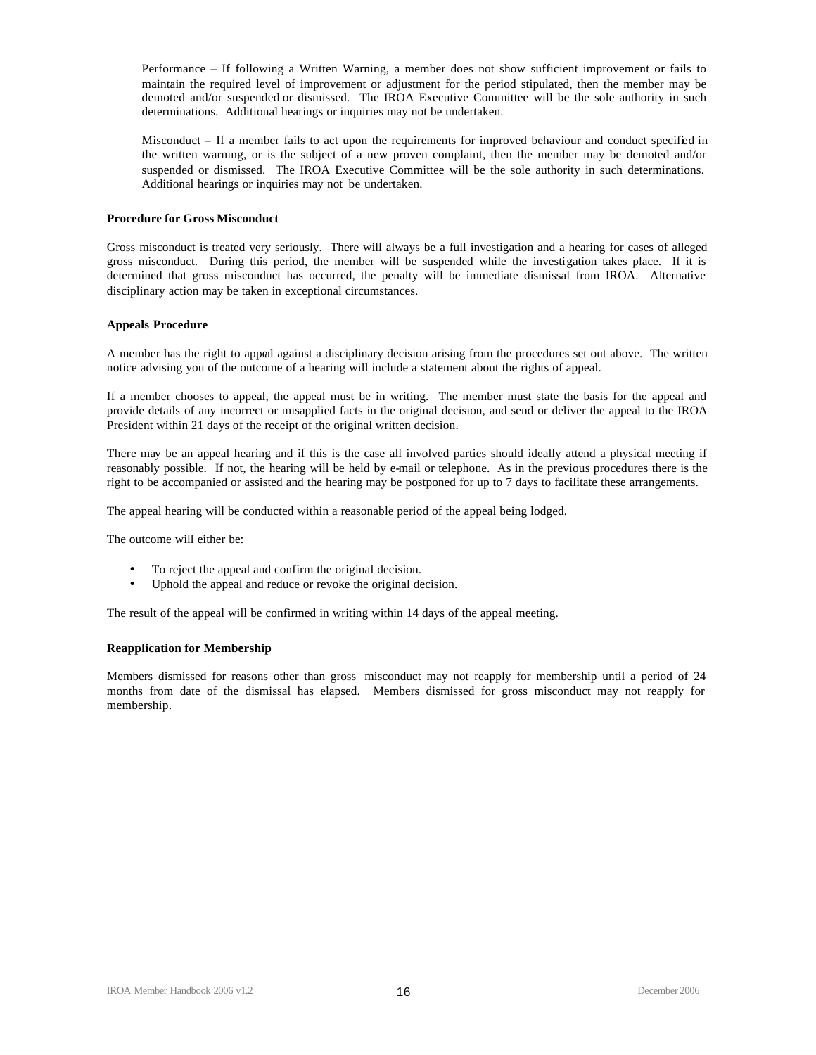Performance – If following a Written Warning, a member does not show sufficient improvement or fails to maintain the required level of improvement or adjustment for the period stipulated, then the member may be demoted and/or suspended or dismissed. The IROA Executive Committee will be the sole authority in such determinations. Additional hearings or inquiries may not be undertaken.

Misconduct – If a member fails to act upon the requirements for improved behaviour and conduct specified in the written warning, or is the subject of a new proven complaint, then the member may be demoted and/or suspended or dismissed. The IROA Executive Committee will be the sole authority in such determinations. Additional hearings or inquiries may not be undertaken.

**Procedure for Gross Misconduct**

Gross misconduct is treated very seriously. There will always be a full investigation and a hearing for cases of alleged gross misconduct. During this period, the member will be suspended while the investigation takes place. If it is determined that gross misconduct has occurred, the penalty will be immediate dismissal from IROA. Alternative disciplinary action may be taken in exceptional circumstances.

**Appeals Procedure**

A member has the right to appeal against a disciplinary decision arising from the procedures set out above. The written notice advising you of the outcome of a hearing will include a statement about the rights of appeal.

If a member chooses to appeal, the appeal must be in writing. The member must state the basis for the appeal and provide details of any incorrect or misapplied facts in the original decision, and send or deliver the appeal to the IROA President within 21 days of the receipt of the original written decision.

There may be an appeal hearing and if this is the case all involved parties should ideally attend a physical meeting if reasonably possible. If not, the hearing will be held by e-mail or telephone. As in the previous procedures there is the right to be accompanied or assisted and the hearing may be postponed for up to 7 days to facilitate these arrangements.

The appeal hearing will be conducted within a reasonable period of the appeal being lodged.

The outcome will either be:

- To reject the appeal and confirm the original decision.
- Uphold the appeal and reduce or revoke the original decision.

The result of the appeal will be confirmed in writing within 14 days of the appeal meeting.

**Reapplication for Membership**

Members dismissed for reasons other than gross misconduct may not reapply for membership until a period of 24 months from date of the dismissal has elapsed. Members dismissed for gross misconduct may not reapply for membership.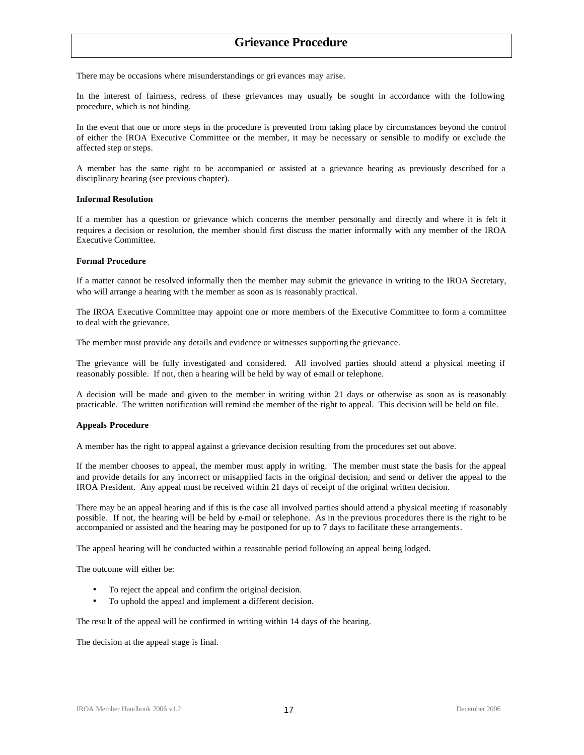# Grievance Procedure

There may be occasions where misunderstandings or grievances may arise.

In the interest of fairness, redress of these grievances may usually be sought in accordance with the following procedure, which is not binding.

In the event that one or more steps in the procedure is prevented from taking place by circumstances beyond the control of either the IROA Executive Committee or the member, it may be necessary or sensible to modify or exclude the affected step or steps.

A member has the same right to be accompanied or assisted at a grievance hearing as previously described for a disciplinary hearing (see previous chapter).

**Informal Resolution**

If a member has a question or grievance which concerns the member personally and directly and where it is felt it requires a decision or resolution, the member should first discuss the matter informally with any member of the IROA Executive Committee.

**Formal Procedure**

If a matter cannot be resolved informally then the member may submit the grievance in writing to the IROA Secretary, who will arrange a hearing with the member as soon as is reasonably practical.

The IROA Executive Committee may appoint one or more members of the Executive Committee to form a committee to deal with the grievance.

The member must provide any details and evidence or witnesses supporting the grievance.

The grievance will be fully investigated and considered. All involved parties should attend a physical meeting if reasonably possible. If not, then a hearing will be held by way of e-mail or telephone.

A decision will be made and given to the member in writing within 21 days or otherwise as soon as is reasonably practicable. The written notification will remind the member of the right to appeal. This decision will be held on file.

**Appeals Procedure**

A member has the right to appeal against a grievance decision resulting from the procedures set out above.

If the member chooses to appeal, the member must apply in writing. The member must state the basis for the appeal and provide details for any incorrect or misapplied facts in the original decision, and send or deliver the appeal to the IROA President. Any appeal must be received within 21 days of receipt of the original written decision.

There may be an appeal hearing and if this is the case all involved parties should attend a physical meeting if reasonably possible. If not, the hearing will be held by e-mail or telephone. As in the previous procedures there is the right to be accompanied or assisted and the hearing may be postponed for up to 7 days to facilitate these arrangements.

The appeal hearing will be conducted within a reasonable period following an appeal being lodged.

The outcome will either be:

- To reject the appeal and confirm the original decision.
- To uphold the appeal and implement a different decision.

The result of the appeal will be confirmed in writing within 14 days of the hearing.

The decision at the appeal stage is final.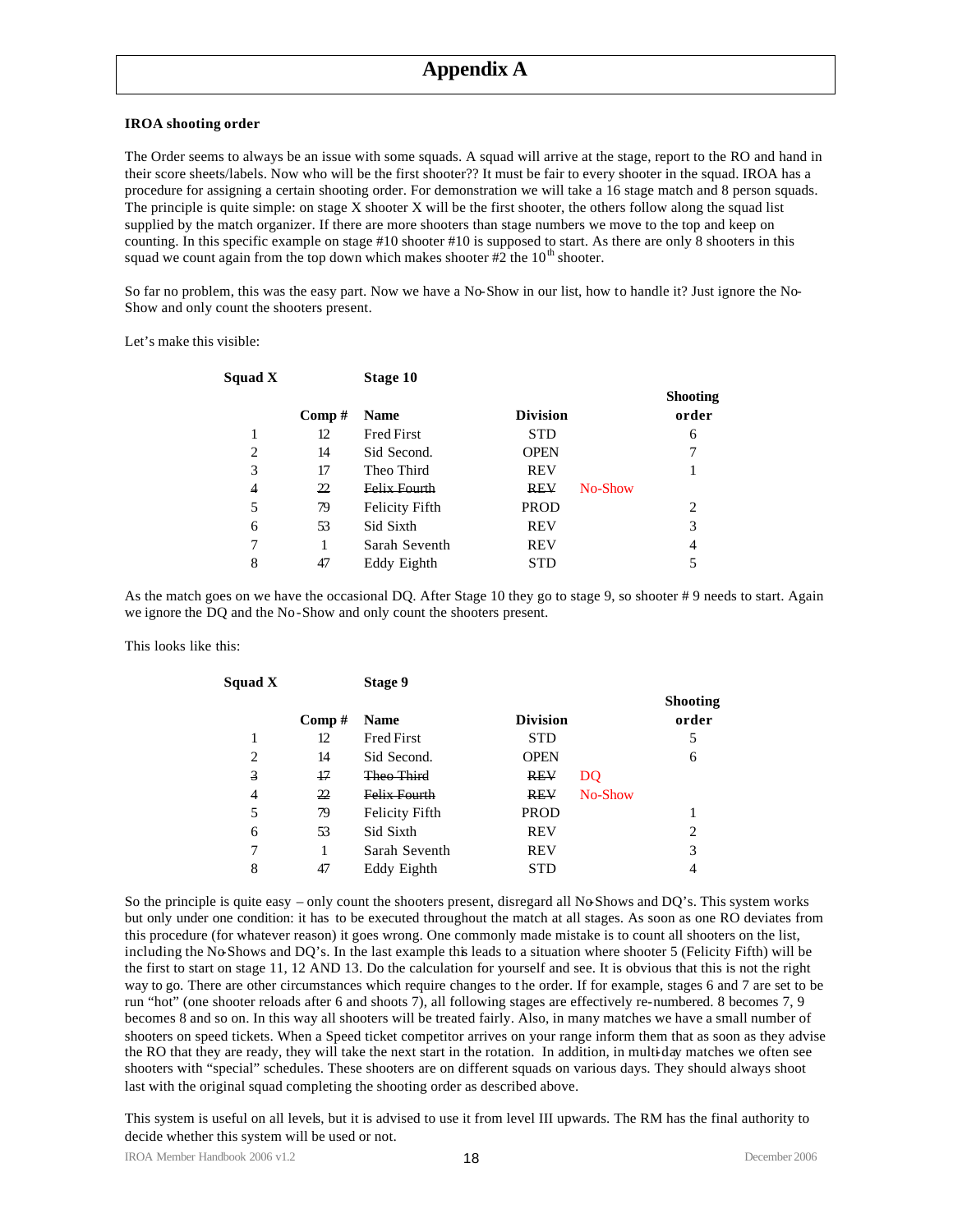# Appendix A

**IROA shooting order**

The Order seems to always be an issue with some squads. A squad will arrive at the stage, report to the RO and hand in their score sheets/labels. Now who will be the first shooter?? It must be fair to every shooter in the squad. IROA has a procedure for assigning a certain shooting order. For demonstration we will take a 16 stage match and 8 person squads. The principle is quite simple: on stage X shooter X will be the first shooter, the others follow along the squad list supplied by the match organizer. If there are more shooters than stage numbers we move to the top and keep on counting. In this specific example on stage #10 shooter #10 is supposed to start. As there are only 8 shooters in this squad we count again from the top down which makes shooter #2 the 10th shooter.

So far no problem, this was the easy part. Now we have a No-Show in our list, how to handle it? Just ignore the No-Show and only count the shooters present.

Let's make this visible:

**Squad X** **Stage 10**

| | Comp # | Name | Division | | Shooting order |
|---|---|---|---|---|---|
| 1 | 12 | Fred First | STD | | 6 |
| 2 | 14 | Sid Second. | OPEN | | 7 |
| 3 | 17 | Theo Third | REV | | 1 |
| ~~4~~ | ~~22~~ | ~~Felix Fourth~~ | ~~REV~~ | No-Show | |
| 5 | 79 | Felicity Fifth | PROD | | 2 |
| 6 | 53 | Sid Sixth | REV | | 3 |
| 7 | 1 | Sarah Seventh | REV | | 4 |
| 8 | 47 | Eddy Eighth | STD | | 5 |

As the match goes on we have the occasional DQ. After Stage 10 they go to stage 9, so shooter # 9 needs to start. Again we ignore the DQ and the No-Show and only count the shooters present.

This looks like this:

**Squad X** **Stage 9**

| | Comp # | Name | Division | | Shooting order |
|---|---|---|---|---|---|
| 1 | 12 | Fred First | STD | | 5 |
| 2 | 14 | Sid Second. | OPEN | | 6 |
| ~~3~~ | ~~17~~ | ~~Theo Third~~ | ~~REV~~ | DQ | |
| ~~4~~ | ~~22~~ | ~~Felix Fourth~~ | ~~REV~~ | No-Show | |
| 5 | 79 | Felicity Fifth | PROD | | 1 |
| 6 | 53 | Sid Sixth | REV | | 2 |
| 7 | 1 | Sarah Seventh | REV | | 3 |
| 8 | 47 | Eddy Eighth | STD | | 4 |

So the principle is quite easy – only count the shooters present, disregard all No-Shows and DQ's. This system works but only under one condition: it has to be executed throughout the match at all stages. As soon as one RO deviates from this procedure (for whatever reason) it goes wrong. One commonly made mistake is to count all shooters on the list, including the No-Shows and DQ's. In the last example this leads to a situation where shooter 5 (Felicity Fifth) will be the first to start on stage 11, 12 AND 13. Do the calculation for yourself and see. It is obvious that this is not the right way to go. There are other circumstances which require changes to the order. If for example, stages 6 and 7 are set to be run "hot" (one shooter reloads after 6 and shoots 7), all following stages are effectively re-numbered. 8 becomes 7, 9 becomes 8 and so on. In this way all shooters will be treated fairly. Also, in many matches we have a small number of shooters on speed tickets. When a Speed ticket competitor arrives on your range inform them that as soon as they advise the RO that they are ready, they will take the next start in the rotation. In addition, in multi-day matches we often see shooters with "special" schedules. These shooters are on different squads on various days. They should always shoot last with the original squad completing the shooting order as described above.

This system is useful on all levels, but it is advised to use it from level III upwards. The RM has the final authority to decide whether this system will be used or not.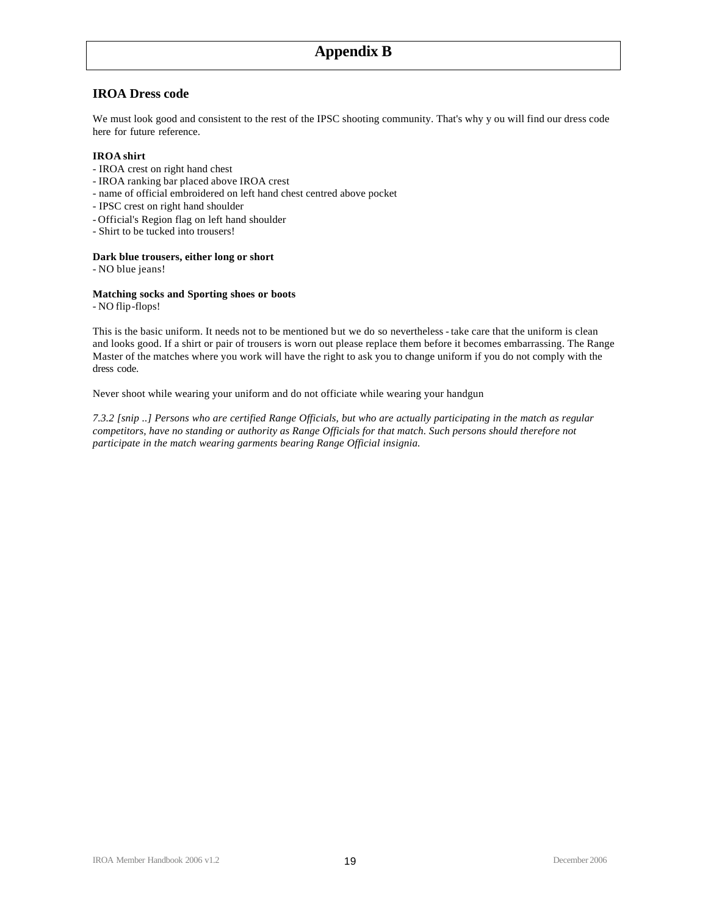# Appendix B

## IROA Dress code

We must look good and consistent to the rest of the IPSC shooting community. That's why you will find our dress code here for future reference.

**IROA shirt**

- IROA crest on right hand chest
- IROA ranking bar placed above IROA crest
- name of official embroidered on left hand chest centred above pocket
- IPSC crest on right hand shoulder
- Official's Region flag on left hand shoulder
- Shirt to be tucked into trousers!

**Dark blue trousers, either long or short**

- NO blue jeans!

**Matching socks and Sporting shoes or boots**

- NO flip-flops!

This is the basic uniform. It needs not to be mentioned but we do so nevertheless - take care that the uniform is clean and looks good. If a shirt or pair of trousers is worn out please replace them before it becomes embarrassing. The Range Master of the matches where you work will have the right to ask you to change uniform if you do not comply with the dress code.

Never shoot while wearing your uniform and do not officiate while wearing your handgun

*7.3.2 [snip ..] Persons who are certified Range Officials, but who are actually participating in the match as regular competitors, have no standing or authority as Range Officials for that match. Such persons should therefore not participate in the match wearing garments bearing Range Official insignia.*